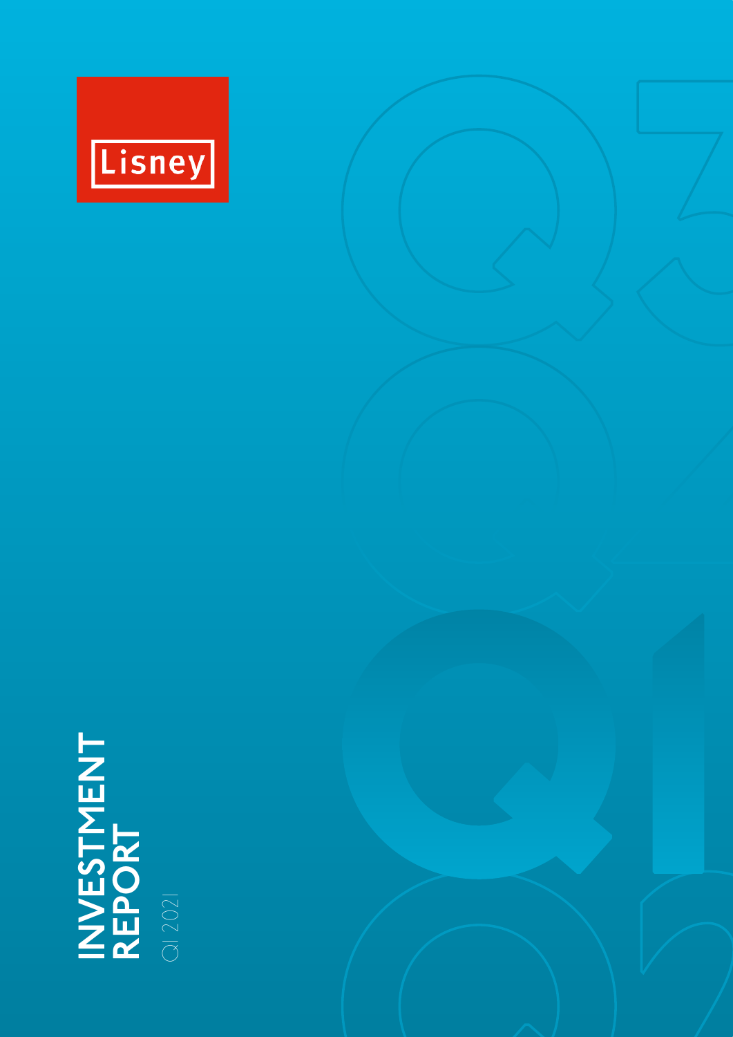Lisney

# INVESTMENT REPORT

Q1 2021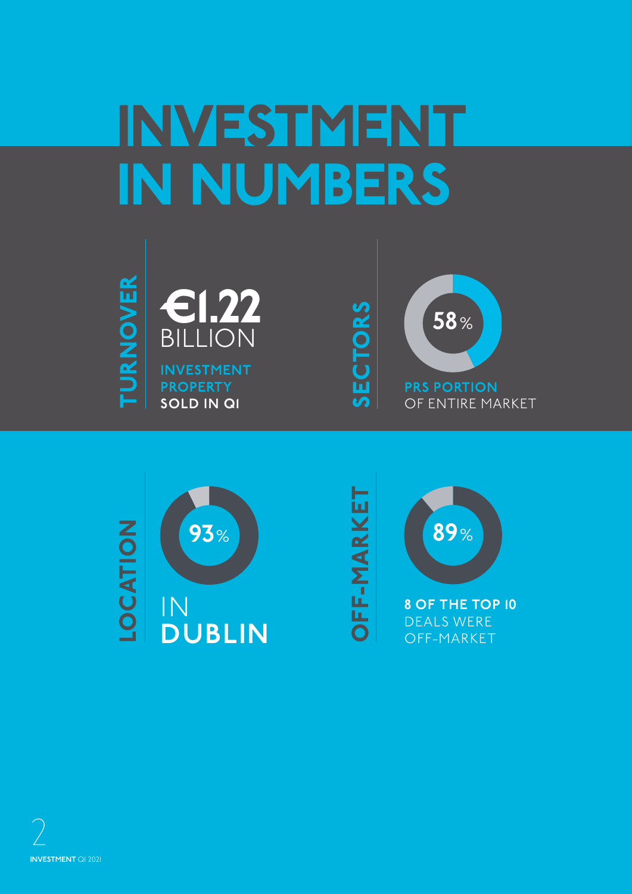# INVESTMENT IN NUMBERS

## TURNOVER

**€1.22** BILLION

**INVESTMENT PROPERTY SOLD IN Q1**

## SECTORS

**58%**

**PRS PORTION** OF ENTIRE MARKET

## LOCATION

**93%**

IN **DUBLIN**

## OFF-MARKET

**89%**

**8 OF THE TOP 10** DEALS WERE OFF-MARKET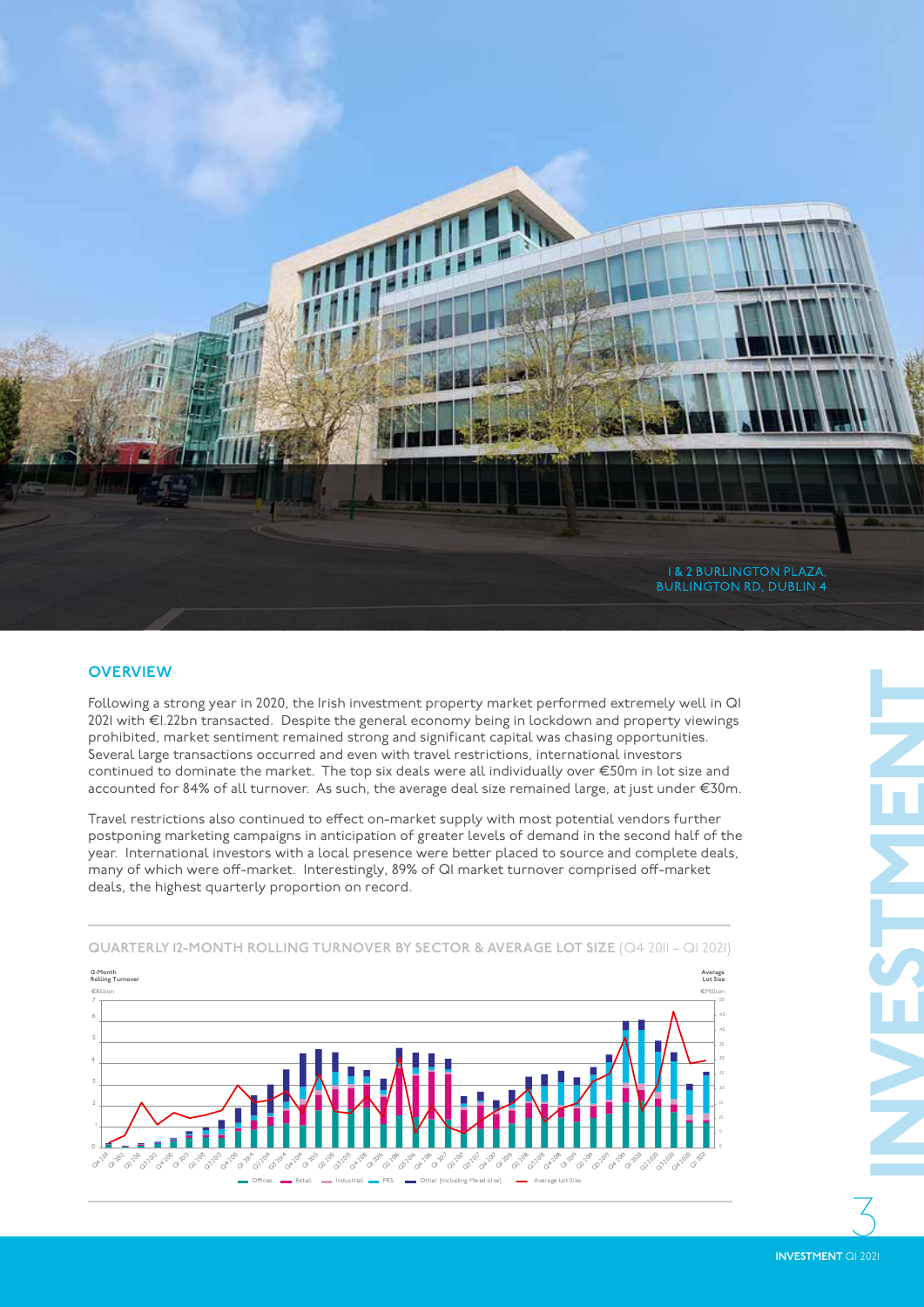1 & 2 BURLINGTON PLAZA, BURLINGTON RD, DUBLIN 4

## OVERVIEW

Following a strong year in 2020, the Irish investment property market performed extremely well in Q1 2021 with €1.22bn transacted. Despite the general economy being in lockdown and property viewings prohibited, market sentiment remained strong and significant capital was chasing opportunities. Several large transactions occurred and even with travel restrictions, international investors continued to dominate the market. The top six deals were all individually over €50m in lot size and accounted for 84% of all turnover. As such, the average deal size remained large, at just under €30m.

Travel restrictions also continued to effect on-market supply with most potential vendors further postponing marketing campaigns in anticipation of greater levels of demand in the second half of the year. International investors with a local presence were better placed to source and complete deals, many of which were off-market. Interestingly, 89% of Q1 market turnover comprised off-market deals, the highest quarterly proportion on record.

**QUARTERLY 12-MONTH ROLLING TURNOVER BY SECTOR & AVERAGE LOT SIZE** (Q4 2011 – Q1 2021)

12-Month Rolling Turnover €Billion | Average Lot Size €Million

Offices | Retail | Industrial | PRS | Other (Including Mixed-Use) | Average Lot Size

# INVESTMENT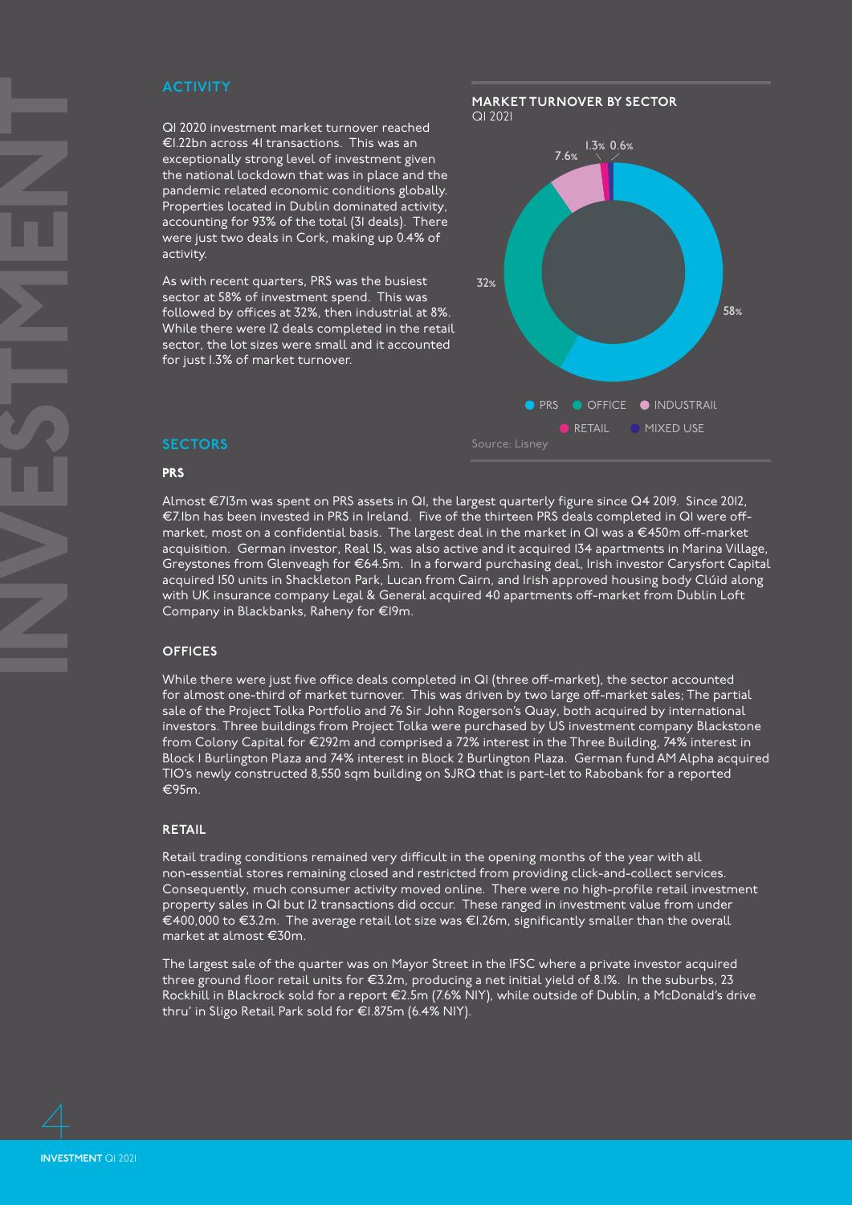## ACTIVITY

Q1 2020 investment market turnover reached €1.22bn across 41 transactions. This was an exceptionally strong level of investment given the national lockdown that was in place and the pandemic related economic conditions globally. Properties located in Dublin dominated activity, accounting for 93% of the total (31 deals). There were just two deals in Cork, making up 0.4% of activity.

As with recent quarters, PRS was the busiest sector at 58% of investment spend. This was followed by offices at 32%, then industrial at 8%. While there were 12 deals completed in the retail sector, the lot sizes were small and it accounted for just 1.3% of market turnover.

**MARKET TURNOVER BY SECTOR**
Q1 2021

| Sector | Share |
|---|---|
| PRS | 58% |
| OFFICE | 32% |
| INDUSTRAIL | 7.6% |
| RETAIL | 1.3% |
| MIXED USE | 0.6% |

Source: Lisney

## SECTORS

### PRS

Almost €713m was spent on PRS assets in Q1, the largest quarterly figure since Q4 2019. Since 2012, €7.1bn has been invested in PRS in Ireland. Five of the thirteen PRS deals completed in Q1 were off-market, most on a confidential basis. The largest deal in the market in Q1 was a €450m off-market acquisition. German investor, Real IS, was also active and it acquired 134 apartments in Marina Village, Greystones from Glenveagh for €64.5m. In a forward purchasing deal, Irish investor Carysfort Capital acquired 150 units in Shackleton Park, Lucan from Cairn, and Irish approved housing body Clúid along with UK insurance company Legal & General acquired 40 apartments off-market from Dublin Loft Company in Blackbanks, Raheny for €19m.

### OFFICES

While there were just five office deals completed in Q1 (three off-market), the sector accounted for almost one-third of market turnover. This was driven by two large off-market sales; The partial sale of the Project Tolka Portfolio and 76 Sir John Rogerson's Quay, both acquired by international investors. Three buildings from Project Tolka were purchased by US investment company Blackstone from Colony Capital for €292m and comprised a 72% interest in the Three Building, 74% interest in Block 1 Burlington Plaza and 74% interest in Block 2 Burlington Plaza. German fund AM Alpha acquired TIO's newly constructed 8,550 sqm building on SJRQ that is part-let to Rabobank for a reported €95m.

### RETAIL

Retail trading conditions remained very difficult in the opening months of the year with all non-essential stores remaining closed and restricted from providing click-and-collect services. Consequently, much consumer activity moved online. There were no high-profile retail investment property sales in Q1 but 12 transactions did occur. These ranged in investment value from under €400,000 to €3.2m. The average retail lot size was €1.26m, significantly smaller than the overall market at almost €30m.

The largest sale of the quarter was on Mayor Street in the IFSC where a private investor acquired three ground floor retail units for €3.2m, producing a net initial yield of 8.1%. In the suburbs, 23 Rockhill in Blackrock sold for a report €2.5m (7.6% NIY), while outside of Dublin, a McDonald's drive thru' in Sligo Retail Park sold for €1.875m (6.4% NIY).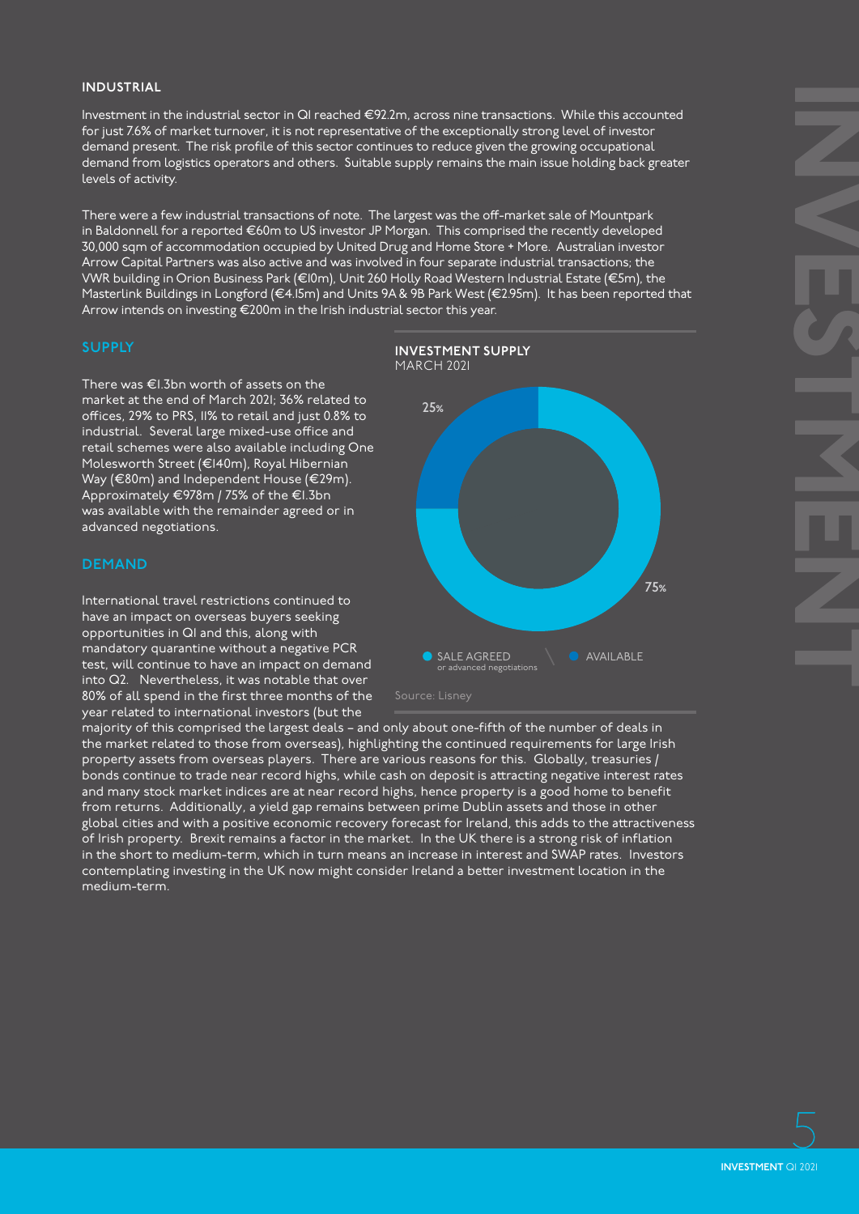### INDUSTRIAL

Investment in the industrial sector in Q1 reached €92.2m, across nine transactions. While this accounted for just 7.6% of market turnover, it is not representative of the exceptionally strong level of investor demand present. The risk profile of this sector continues to reduce given the growing occupational demand from logistics operators and others. Suitable supply remains the main issue holding back greater levels of activity.

There were a few industrial transactions of note. The largest was the off-market sale of Mountpark in Baldonnell for a reported €60m to US investor JP Morgan. This comprised the recently developed 30,000 sqm of accommodation occupied by United Drug and Home Store + More. Australian investor Arrow Capital Partners was also active and was involved in four separate industrial transactions; the VWR building in Orion Business Park (€10m), Unit 260 Holly Road Western Industrial Estate (€5m), the Masterlink Buildings in Longford (€4.15m) and Units 9A & 9B Park West (€2.95m). It has been reported that Arrow intends on investing €200m in the Irish industrial sector this year.

### SUPPLY

There was €1.3bn worth of assets on the market at the end of March 2021; 36% related to offices, 29% to PRS, 11% to retail and just 0.8% to industrial. Several large mixed-use office and retail schemes were also available including One Molesworth Street (€140m), Royal Hibernian Way (€80m) and Independent House (€29m). Approximately €978m / 75% of the €1.3bn was available with the remainder agreed or in advanced negotiations.

**INVESTMENT SUPPLY**
MARCH 2021

| Status | Share |
| --- | --- |
| SALE AGREED or advanced negotiations | 25% |
| AVAILABLE | 75% |

Source: Lisney

### DEMAND

International travel restrictions continued to have an impact on overseas buyers seeking opportunities in Q1 and this, along with mandatory quarantine without a negative PCR test, will continue to have an impact on demand into Q2. Nevertheless, it was notable that over 80% of all spend in the first three months of the year related to international investors (but the majority of this comprised the largest deals – and only about one-fifth of the number of deals in the market related to those from overseas), highlighting the continued requirements for large Irish property assets from overseas players. There are various reasons for this. Globally, treasuries / bonds continue to trade near record highs, while cash on deposit is attracting negative interest rates and many stock market indices are at near record highs, hence property is a good home to benefit from returns. Additionally, a yield gap remains between prime Dublin assets and those in other global cities and with a positive economic recovery forecast for Ireland, this adds to the attractiveness of Irish property. Brexit remains a factor in the market. In the UK there is a strong risk of inflation in the short to medium-term, which in turn means an increase in interest and SWAP rates. Investors contemplating investing in the UK now might consider Ireland a better investment location in the medium-term.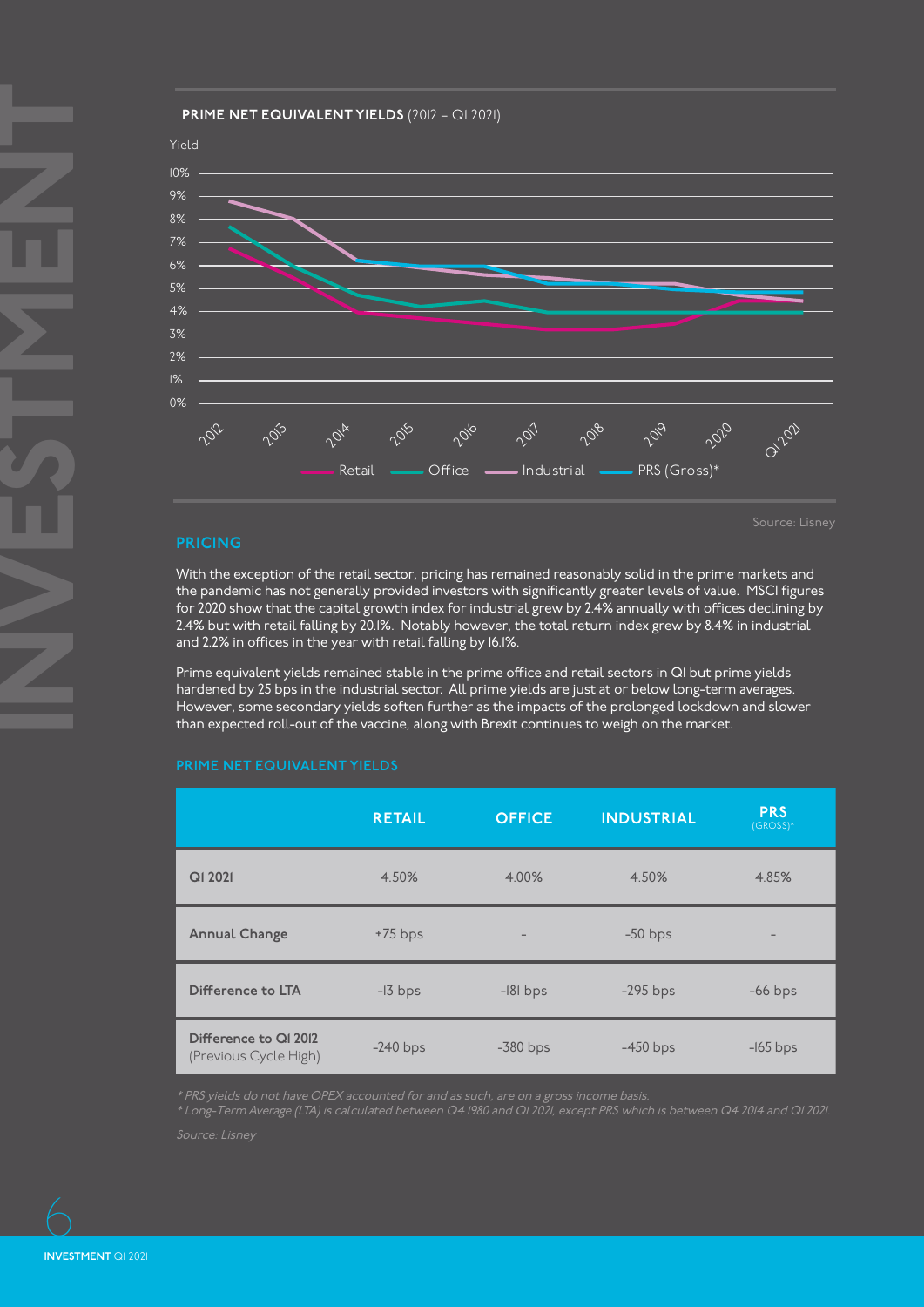**PRIME NET EQUIVALENT YIELDS** (2012 – Q1 2021)

Source: Lisney

## PRICING

With the exception of the retail sector, pricing has remained reasonably solid in the prime markets and the pandemic has not generally provided investors with significantly greater levels of value. MSCI figures for 2020 show that the capital growth index for industrial grew by 2.4% annually with offices declining by 2.4% but with retail falling by 20.1%. Notably however, the total return index grew by 8.4% in industrial and 2.2% in offices in the year with retail falling by 16.1%.

Prime equivalent yields remained stable in the prime office and retail sectors in Q1 but prime yields hardened by 25 bps in the industrial sector. All prime yields are just at or below long-term averages. However, some secondary yields soften further as the impacts of the prolonged lockdown and slower than expected roll-out of the vaccine, along with Brexit continues to weigh on the market.

## PRIME NET EQUIVALENT YIELDS

| | RETAIL | OFFICE | INDUSTRIAL | PRS (GROSS)* |
|---|---|---|---|---|
| **Q1 2021** | 4.50% | 4.00% | 4.50% | 4.85% |
| **Annual Change** | +75 bps | - | -50 bps | - |
| **Difference to LTA** | -13 bps | -181 bps | -295 bps | -66 bps |
| **Difference to Q1 2012** (Previous Cycle High) | -240 bps | -380 bps | -450 bps | -165 bps |

*\* PRS yields do not have OPEX accounted for and as such, are on a gross income basis.*
*\* Long-Term Average (LTA) is calculated between Q4 1980 and Q1 2021, except PRS which is between Q4 2014 and Q1 2021.*

*Source: Lisney*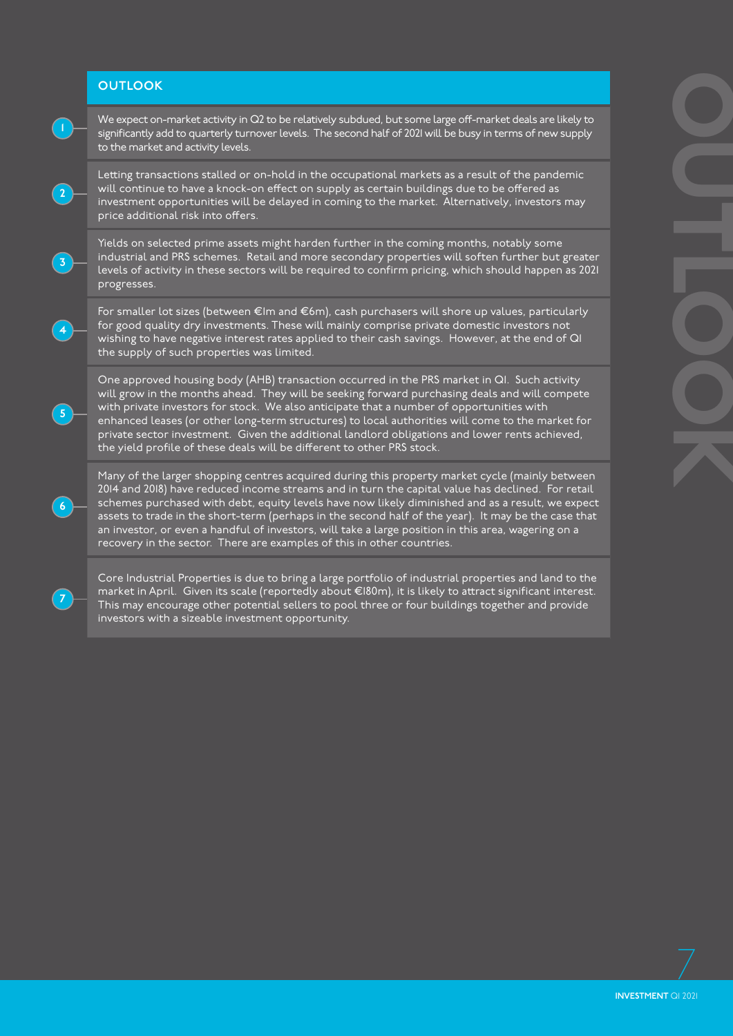## OUTLOOK

1. We expect on-market activity in Q2 to be relatively subdued, but some large off-market deals are likely to significantly add to quarterly turnover levels. The second half of 2021 will be busy in terms of new supply to the market and activity levels.

2. Letting transactions stalled or on-hold in the occupational markets as a result of the pandemic will continue to have a knock-on effect on supply as certain buildings due to be offered as investment opportunities will be delayed in coming to the market. Alternatively, investors may price additional risk into offers.

3. Yields on selected prime assets might harden further in the coming months, notably some industrial and PRS schemes. Retail and more secondary properties will soften further but greater levels of activity in these sectors will be required to confirm pricing, which should happen as 2021 progresses.

4. For smaller lot sizes (between €1m and €6m), cash purchasers will shore up values, particularly for good quality dry investments. These will mainly comprise private domestic investors not wishing to have negative interest rates applied to their cash savings. However, at the end of Q1 the supply of such properties was limited.

5. One approved housing body (AHB) transaction occurred in the PRS market in Q1. Such activity will grow in the months ahead. They will be seeking forward purchasing deals and will compete with private investors for stock. We also anticipate that a number of opportunities with enhanced leases (or other long-term structures) to local authorities will come to the market for private sector investment. Given the additional landlord obligations and lower rents achieved, the yield profile of these deals will be different to other PRS stock.

6. Many of the larger shopping centres acquired during this property market cycle (mainly between 2014 and 2018) have reduced income streams and in turn the capital value has declined. For retail schemes purchased with debt, equity levels have now likely diminished and as a result, we expect assets to trade in the short-term (perhaps in the second half of the year). It may be the case that an investor, or even a handful of investors, will take a large position in this area, wagering on a recovery in the sector. There are examples of this in other countries.

7. Core Industrial Properties is due to bring a large portfolio of industrial properties and land to the market in April. Given its scale (reportedly about €180m), it is likely to attract significant interest. This may encourage other potential sellers to pool three or four buildings together and provide investors with a sizeable investment opportunity.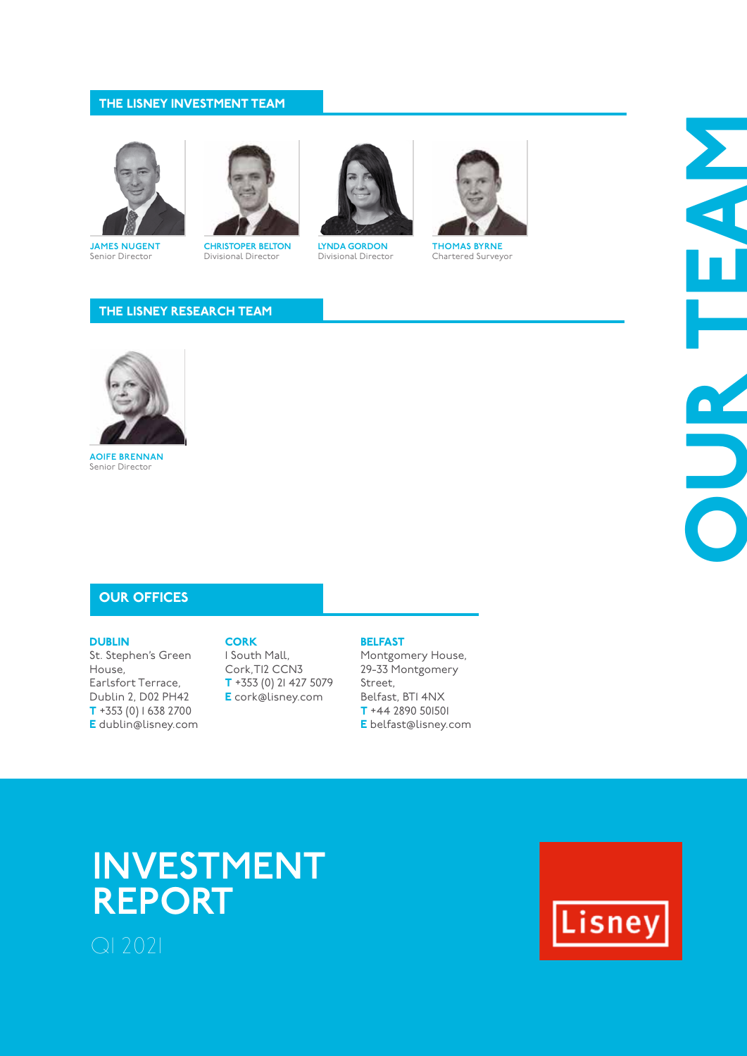# OUR TEAM

## THE LISNEY INVESTMENT TEAM

**JAMES NUGENT**
Senior Director

**CHRISTOPER BELTON**
Divisional Director

**LYNDA GORDON**
Divisional Director

**THOMAS BYRNE**
Chartered Surveyor

## THE LISNEY RESEARCH TEAM

**AOIFE BRENNAN**
Senior Director

## OUR OFFICES

**DUBLIN**
St. Stephen's Green House,
Earlsfort Terrace,
Dublin 2, D02 PH42
**T** +353 (0) 1 638 2700
**E** dublin@lisney.com

**CORK**
1 South Mall,
Cork, T12 CCN3
**T** +353 (0) 21 427 5079
**E** cork@lisney.com

**BELFAST**
Montgomery House,
29-33 Montgomery Street,
Belfast, BT1 4NX
**T** +44 2890 501501
**E** belfast@lisney.com

# INVESTMENT REPORT

Q1 2021

Lisney